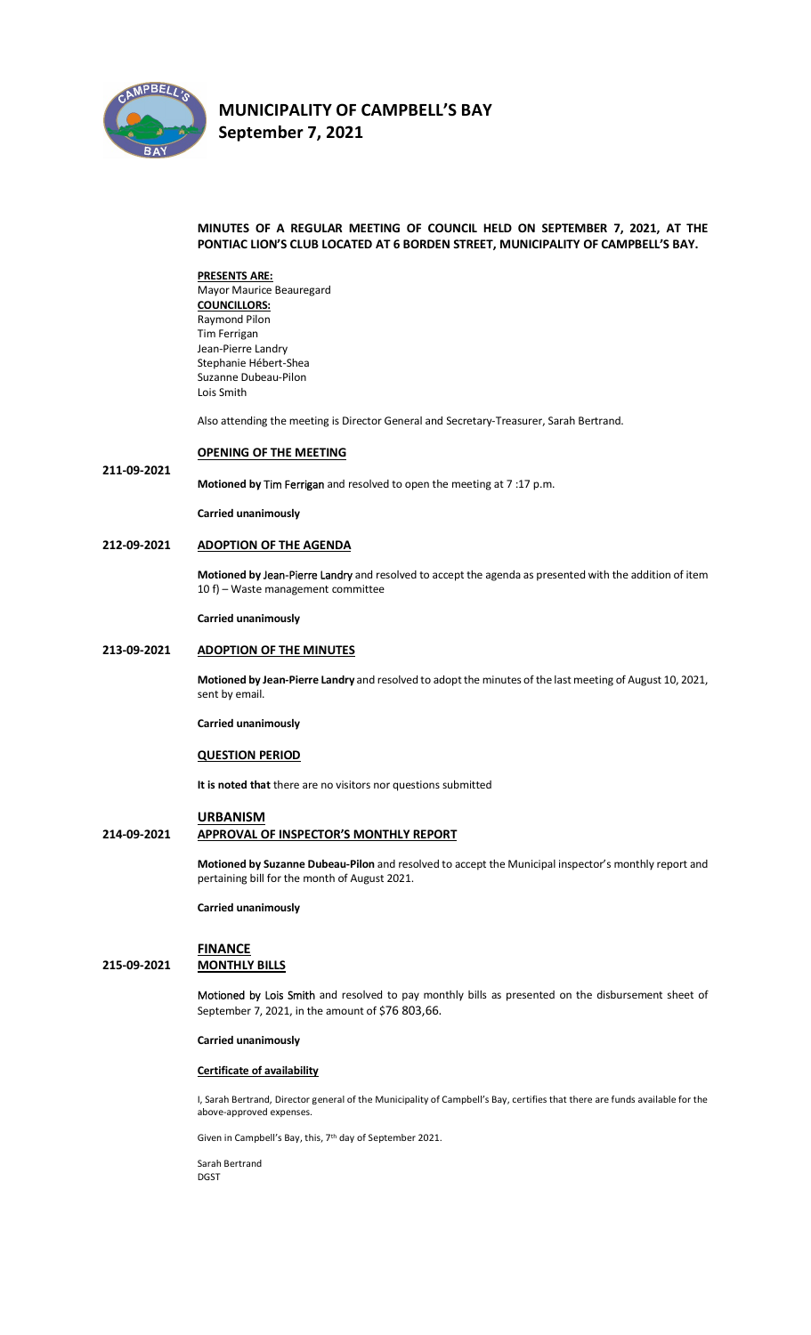# MUNICIPALITY OF CAMPBELL'S BAY
## September 7, 2021

**MINUTES OF A REGULAR MEETING OF COUNCIL HELD ON SEPTEMBER 7, 2021, AT THE PONTIAC LION'S CLUB LOCATED AT 6 BORDEN STREET, MUNICIPALITY OF CAMPBELL'S BAY.**

**PRESENTS ARE:**
Mayor Maurice Beauregard
**COUNCILLORS:**
Raymond Pilon
Tim Ferrigan
Jean-Pierre Landry
Stephanie Hébert-Shea
Suzanne Dubeau-Pilon
Lois Smith

Also attending the meeting is Director General and Secretary-Treasurer, Sarah Bertrand.

### OPENING OF THE MEETING

**211-09-2021**

**Motioned by** Tim Ferrigan and resolved to open the meeting at 7 :17 p.m.

**Carried unanimously**

### 212-09-2021 ADOPTION OF THE AGENDA

**Motioned by** Jean-Pierre Landry and resolved to accept the agenda as presented with the addition of item 10 f) – Waste management committee

**Carried unanimously**

### 213-09-2021 ADOPTION OF THE MINUTES

**Motioned by Jean-Pierre Landry** and resolved to adopt the minutes of the last meeting of August 10, 2021, sent by email.

**Carried unanimously**

### QUESTION PERIOD

**It is noted that** there are no visitors nor questions submitted

### URBANISM

### 214-09-2021 APPROVAL OF INSPECTOR'S MONTHLY REPORT

**Motioned by Suzanne Dubeau-Pilon** and resolved to accept the Municipal inspector's monthly report and pertaining bill for the month of August 2021.

**Carried unanimously**

### FINANCE

### 215-09-2021 MONTHLY BILLS

Motioned by Lois Smith and resolved to pay monthly bills as presented on the disbursement sheet of September 7, 2021, in the amount of $76 803,66.

**Carried unanimously**

**Certificate of availability**

I, Sarah Bertrand, Director general of the Municipality of Campbell's Bay, certifies that there are funds available for the above-approved expenses.

Given in Campbell's Bay, this, 7th day of September 2021.

Sarah Bertrand
DGST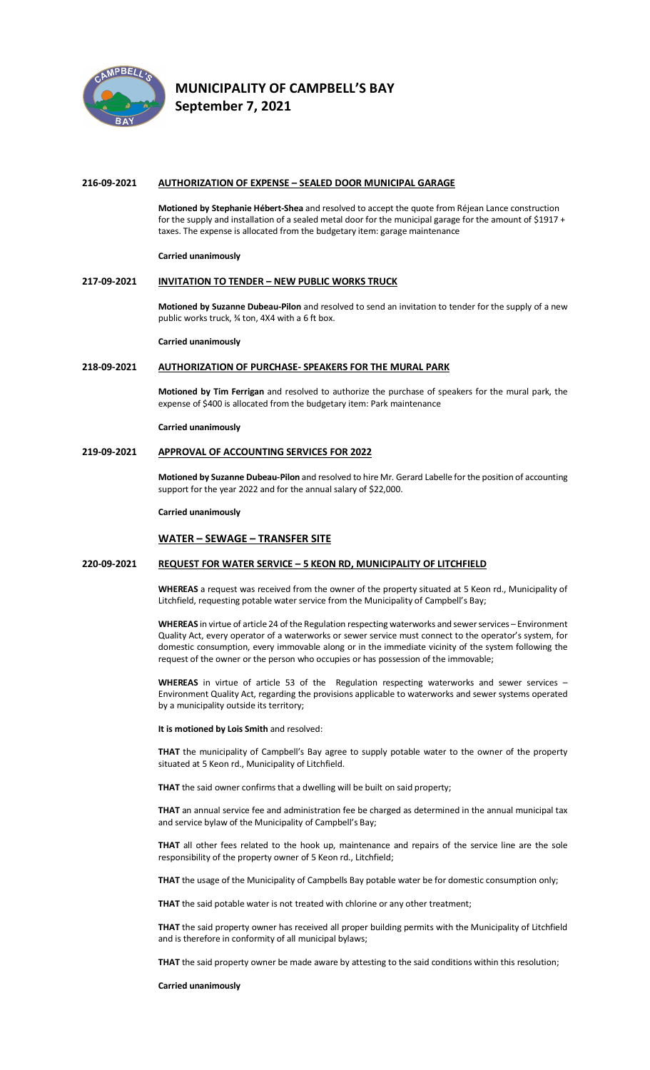**MUNICIPALITY OF CAMPBELL'S BAY**
**September 7, 2021**

**216-09-2021 AUTHORIZATION OF EXPENSE – SEALED DOOR MUNICIPAL GARAGE**

**Motioned by Stephanie Hébert-Shea** and resolved to accept the quote from Réjean Lance construction for the supply and installation of a sealed metal door for the municipal garage for the amount of $1917 + taxes. The expense is allocated from the budgetary item: garage maintenance

**Carried unanimously**

**217-09-2021 INVITATION TO TENDER – NEW PUBLIC WORKS TRUCK**

**Motioned by Suzanne Dubeau-Pilon** and resolved to send an invitation to tender for the supply of a new public works truck, ¾ ton, 4X4 with a 6 ft box.

**Carried unanimously**

**218-09-2021 AUTHORIZATION OF PURCHASE- SPEAKERS FOR THE MURAL PARK**

**Motioned by Tim Ferrigan** and resolved to authorize the purchase of speakers for the mural park, the expense of $400 is allocated from the budgetary item: Park maintenance

**Carried unanimously**

**219-09-2021 APPROVAL OF ACCOUNTING SERVICES FOR 2022**

**Motioned by Suzanne Dubeau-Pilon** and resolved to hire Mr. Gerard Labelle for the position of accounting support for the year 2022 and for the annual salary of $22,000.

**Carried unanimously**

**WATER – SEWAGE – TRANSFER SITE**

**220-09-2021 REQUEST FOR WATER SERVICE – 5 KEON RD, MUNICIPALITY OF LITCHFIELD**

**WHEREAS** a request was received from the owner of the property situated at 5 Keon rd., Municipality of Litchfield, requesting potable water service from the Municipality of Campbell's Bay;

**WHEREAS** in virtue of article 24 of the Regulation respecting waterworks and sewer services – Environment Quality Act, every operator of a waterworks or sewer service must connect to the operator's system, for domestic consumption, every immovable along or in the immediate vicinity of the system following the request of the owner or the person who occupies or has possession of the immovable;

**WHEREAS** in virtue of article 53 of the Regulation respecting waterworks and sewer services – Environment Quality Act, regarding the provisions applicable to waterworks and sewer systems operated by a municipality outside its territory;

**It is motioned by Lois Smith** and resolved:

**THAT** the municipality of Campbell's Bay agree to supply potable water to the owner of the property situated at 5 Keon rd., Municipality of Litchfield.

**THAT** the said owner confirms that a dwelling will be built on said property;

**THAT** an annual service fee and administration fee be charged as determined in the annual municipal tax and service bylaw of the Municipality of Campbell's Bay;

**THAT** all other fees related to the hook up, maintenance and repairs of the service line are the sole responsibility of the property owner of 5 Keon rd., Litchfield;

**THAT** the usage of the Municipality of Campbells Bay potable water be for domestic consumption only;

**THAT** the said potable water is not treated with chlorine or any other treatment;

**THAT** the said property owner has received all proper building permits with the Municipality of Litchfield and is therefore in conformity of all municipal bylaws;

**THAT** the said property owner be made aware by attesting to the said conditions within this resolution;

**Carried unanimously**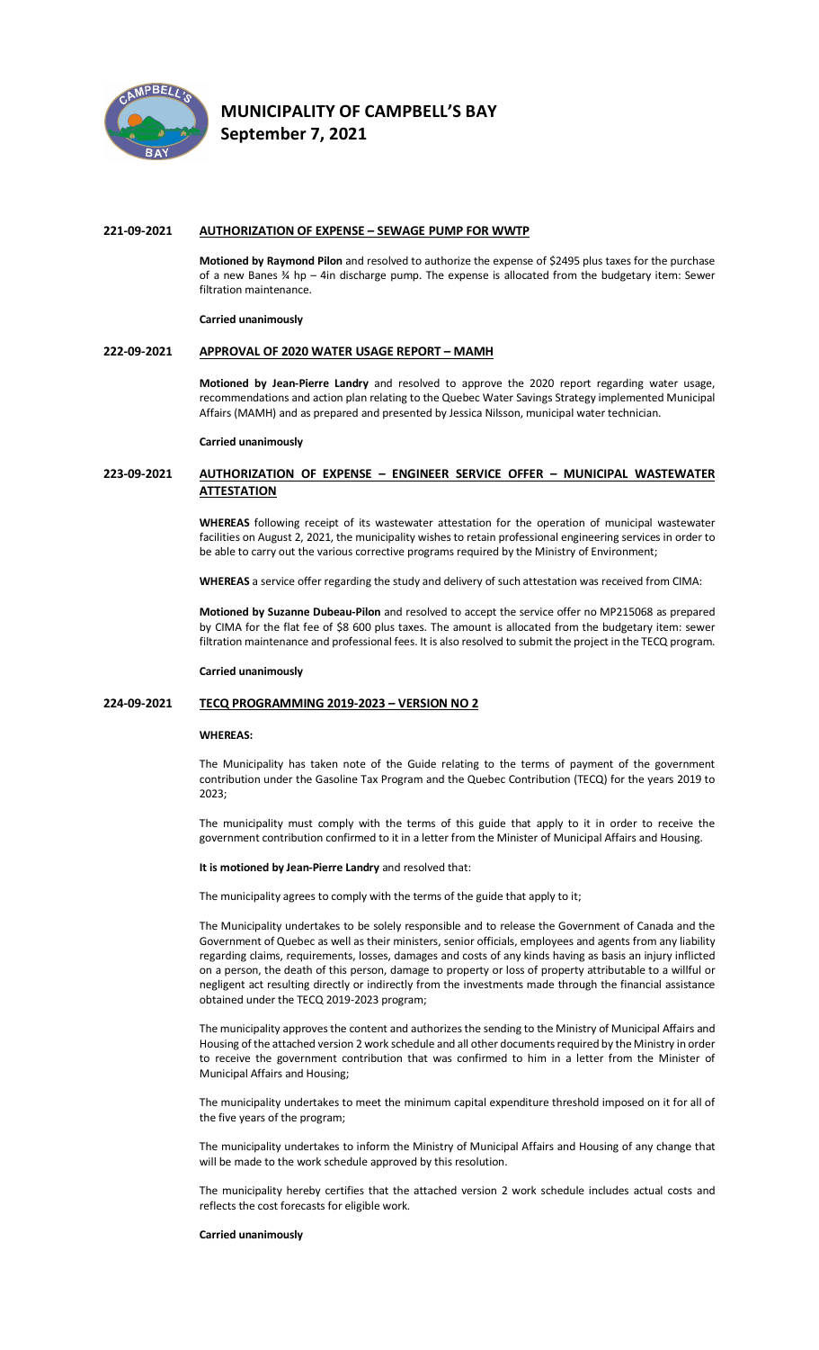# MUNICIPALITY OF CAMPBELL'S BAY
## September 7, 2021

### 221-09-2021 AUTHORIZATION OF EXPENSE – SEWAGE PUMP FOR WWTP

**Motioned by Raymond Pilon** and resolved to authorize the expense of $2495 plus taxes for the purchase of a new Banes ¾ hp – 4in discharge pump. The expense is allocated from the budgetary item: Sewer filtration maintenance.

**Carried unanimously**

### 222-09-2021 APPROVAL OF 2020 WATER USAGE REPORT – MAMH

**Motioned by Jean-Pierre Landry** and resolved to approve the 2020 report regarding water usage, recommendations and action plan relating to the Quebec Water Savings Strategy implemented Municipal Affairs (MAMH) and as prepared and presented by Jessica Nilsson, municipal water technician.

**Carried unanimously**

### 223-09-2021 AUTHORIZATION OF EXPENSE – ENGINEER SERVICE OFFER – MUNICIPAL WASTEWATER ATTESTATION

**WHEREAS** following receipt of its wastewater attestation for the operation of municipal wastewater facilities on August 2, 2021, the municipality wishes to retain professional engineering services in order to be able to carry out the various corrective programs required by the Ministry of Environment;

**WHEREAS** a service offer regarding the study and delivery of such attestation was received from CIMA:

**Motioned by Suzanne Dubeau-Pilon** and resolved to accept the service offer no MP215068 as prepared by CIMA for the flat fee of $8 600 plus taxes. The amount is allocated from the budgetary item: sewer filtration maintenance and professional fees. It is also resolved to submit the project in the TECQ program.

**Carried unanimously**

### 224-09-2021 TECQ PROGRAMMING 2019-2023 – VERSION NO 2

**WHEREAS:**

The Municipality has taken note of the Guide relating to the terms of payment of the government contribution under the Gasoline Tax Program and the Quebec Contribution (TECQ) for the years 2019 to 2023;

The municipality must comply with the terms of this guide that apply to it in order to receive the government contribution confirmed to it in a letter from the Minister of Municipal Affairs and Housing.

**It is motioned by Jean-Pierre Landry** and resolved that:

The municipality agrees to comply with the terms of the guide that apply to it;

The Municipality undertakes to be solely responsible and to release the Government of Canada and the Government of Quebec as well as their ministers, senior officials, employees and agents from any liability regarding claims, requirements, losses, damages and costs of any kinds having as basis an injury inflicted on a person, the death of this person, damage to property or loss of property attributable to a willful or negligent act resulting directly or indirectly from the investments made through the financial assistance obtained under the TECQ 2019-2023 program;

The municipality approves the content and authorizes the sending to the Ministry of Municipal Affairs and Housing of the attached version 2 work schedule and all other documents required by the Ministry in order to receive the government contribution that was confirmed to him in a letter from the Minister of Municipal Affairs and Housing;

The municipality undertakes to meet the minimum capital expenditure threshold imposed on it for all of the five years of the program;

The municipality undertakes to inform the Ministry of Municipal Affairs and Housing of any change that will be made to the work schedule approved by this resolution.

The municipality hereby certifies that the attached version 2 work schedule includes actual costs and reflects the cost forecasts for eligible work.

**Carried unanimously**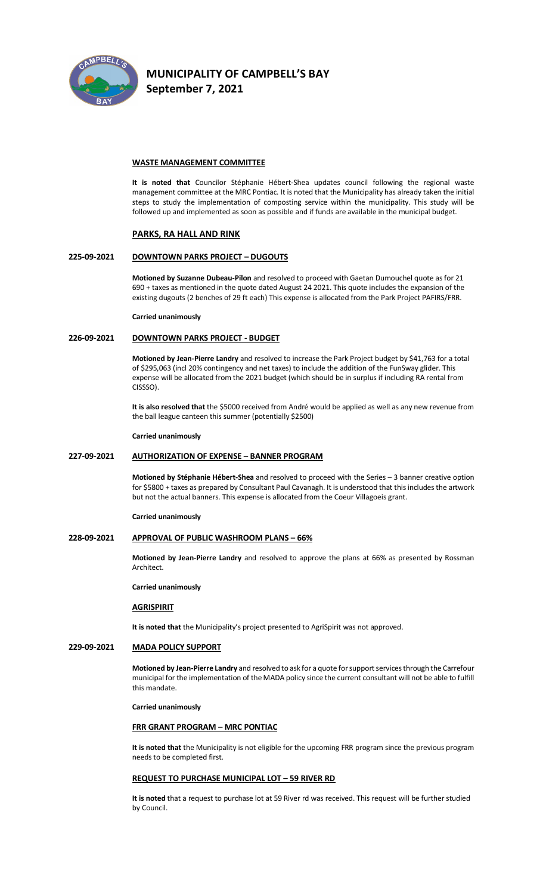# MUNICIPALITY OF CAMPBELL'S BAY
## September 7, 2021

### WASTE MANAGEMENT COMMITTEE

**It is noted that** Councilor Stéphanie Hébert-Shea updates council following the regional waste management committee at the MRC Pontiac. It is noted that the Municipality has already taken the initial steps to study the implementation of composting service within the municipality. This study will be followed up and implemented as soon as possible and if funds are available in the municipal budget.

### PARKS, RA HALL AND RINK

### 225-09-2021 DOWNTOWN PARKS PROJECT – DUGOUTS

**Motioned by Suzanne Dubeau-Pilon** and resolved to proceed with Gaetan Dumouchel quote as for 21 690 + taxes as mentioned in the quote dated August 24 2021. This quote includes the expansion of the existing dugouts (2 benches of 29 ft each) This expense is allocated from the Park Project PAFIRS/FRR.

**Carried unanimously**

### 226-09-2021 DOWNTOWN PARKS PROJECT - BUDGET

**Motioned by Jean-Pierre Landry** and resolved to increase the Park Project budget by $41,763 for a total of $295,063 (incl 20% contingency and net taxes) to include the addition of the FunSway glider. This expense will be allocated from the 2021 budget (which should be in surplus if including RA rental from CISSSO).

**It is also resolved that** the $5000 received from André would be applied as well as any new revenue from the ball league canteen this summer (potentially $2500)

**Carried unanimously**

### 227-09-2021 AUTHORIZATION OF EXPENSE – BANNER PROGRAM

**Motioned by Stéphanie Hébert-Shea** and resolved to proceed with the Series – 3 banner creative option for $5800 + taxes as prepared by Consultant Paul Cavanagh. It is understood that this includes the artwork but not the actual banners. This expense is allocated from the Coeur Villagoeis grant.

**Carried unanimously**

### 228-09-2021 APPROVAL OF PUBLIC WASHROOM PLANS – 66%

**Motioned by Jean-Pierre Landry** and resolved to approve the plans at 66% as presented by Rossman Architect.

**Carried unanimously**

### AGRISPIRIT

**It is noted that** the Municipality's project presented to AgriSpirit was not approved.

### 229-09-2021 MADA POLICY SUPPORT

**Motioned by Jean-Pierre Landry** and resolved to ask for a quote for support services through the Carrefour municipal for the implementation of the MADA policy since the current consultant will not be able to fulfill this mandate.

**Carried unanimously**

### FRR GRANT PROGRAM – MRC PONTIAC

**It is noted that** the Municipality is not eligible for the upcoming FRR program since the previous program needs to be completed first.

### REQUEST TO PURCHASE MUNICIPAL LOT – 59 RIVER RD

**It is noted** that a request to purchase lot at 59 River rd was received. This request will be further studied by Council.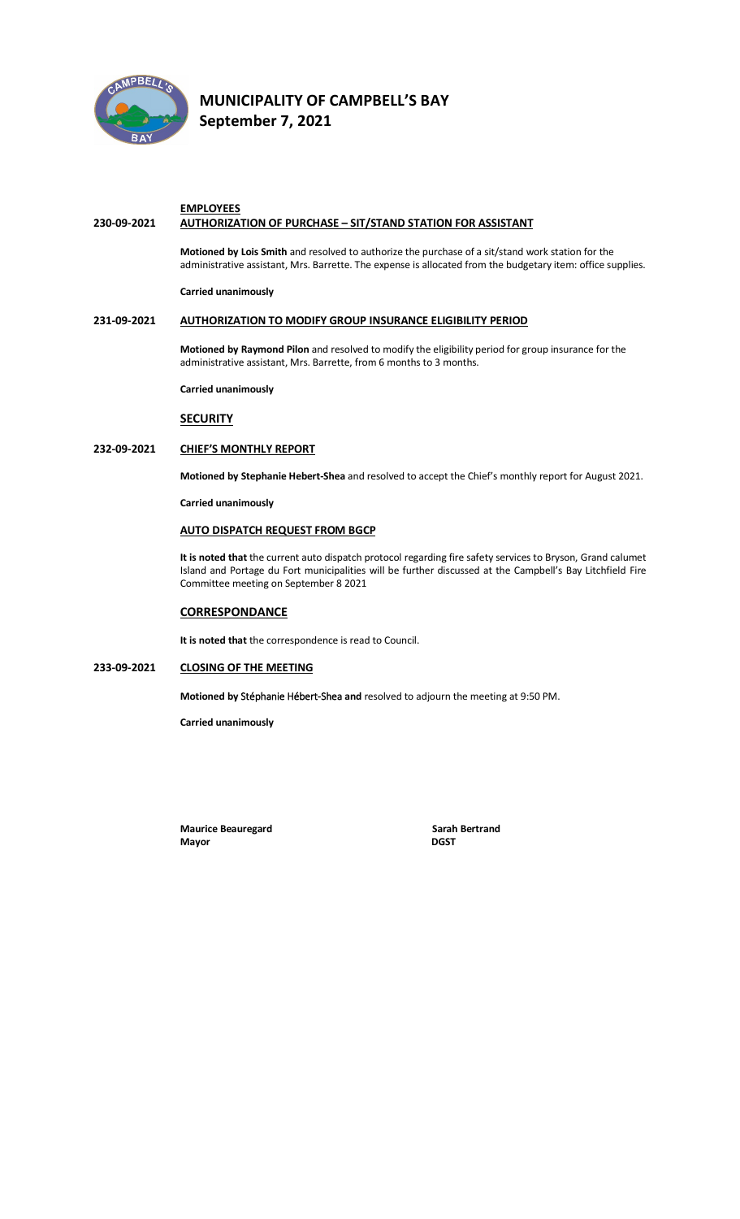# MUNICIPALITY OF CAMPBELL'S BAY
## September 7, 2021

### EMPLOYEES

**230-09-2021 AUTHORIZATION OF PURCHASE – SIT/STAND STATION FOR ASSISTANT**

**Motioned by Lois Smith** and resolved to authorize the purchase of a sit/stand work station for the administrative assistant, Mrs. Barrette. The expense is allocated from the budgetary item: office supplies.

**Carried unanimously**

**231-09-2021 AUTHORIZATION TO MODIFY GROUP INSURANCE ELIGIBILITY PERIOD**

**Motioned by Raymond Pilon** and resolved to modify the eligibility period for group insurance for the administrative assistant, Mrs. Barrette, from 6 months to 3 months.

**Carried unanimously**

### SECURITY

**232-09-2021 CHIEF'S MONTHLY REPORT**

**Motioned by Stephanie Hebert-Shea** and resolved to accept the Chief's monthly report for August 2021.

**Carried unanimously**

**AUTO DISPATCH REQUEST FROM BGCP**

**It is noted that** the current auto dispatch protocol regarding fire safety services to Bryson, Grand calumet Island and Portage du Fort municipalities will be further discussed at the Campbell's Bay Litchfield Fire Committee meeting on September 8 2021

### CORRESPONDANCE

**It is noted that** the correspondence is read to Council.

**233-09-2021 CLOSING OF THE MEETING**

**Motioned by** Stéphanie Hébert-Shea **and** resolved to adjourn the meeting at 9:50 PM.

**Carried unanimously**

**Maurice Beauregard**
**Mayor**

**Sarah Bertrand**
**DGST**